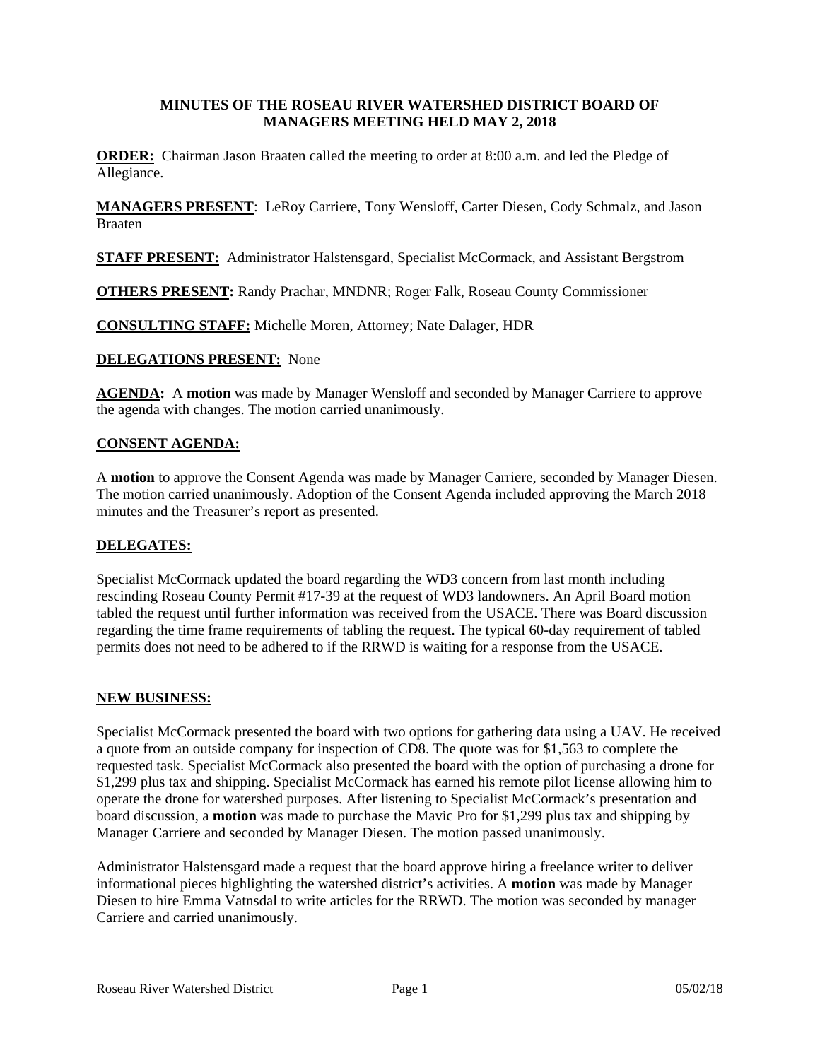# MINUTES OF THE ROSEAU RIVER WATERSHED DISTRICT BOARD OF MANAGERS MEETING HELD MAY 2, 2018

**ORDER:** Chairman Jason Braaten called the meeting to order at 8:00 a.m. and led the Pledge of Allegiance.

**MANAGERS PRESENT**: LeRoy Carriere, Tony Wensloff, Carter Diesen, Cody Schmalz, and Jason Braaten

**STAFF PRESENT:** Administrator Halstensgard, Specialist McCormack, and Assistant Bergstrom

**OTHERS PRESENT:** Randy Prachar, MNDNR; Roger Falk, Roseau County Commissioner

**CONSULTING STAFF:** Michelle Moren, Attorney; Nate Dalager, HDR

**DELEGATIONS PRESENT:** None

**AGENDA:** A **motion** was made by Manager Wensloff and seconded by Manager Carriere to approve the agenda with changes. The motion carried unanimously.

**CONSENT AGENDA:**

A **motion** to approve the Consent Agenda was made by Manager Carriere, seconded by Manager Diesen. The motion carried unanimously. Adoption of the Consent Agenda included approving the March 2018 minutes and the Treasurer's report as presented.

**DELEGATES:**

Specialist McCormack updated the board regarding the WD3 concern from last month including rescinding Roseau County Permit #17-39 at the request of WD3 landowners. An April Board motion tabled the request until further information was received from the USACE. There was Board discussion regarding the time frame requirements of tabling the request. The typical 60-day requirement of tabled permits does not need to be adhered to if the RRWD is waiting for a response from the USACE.

**NEW BUSINESS:**

Specialist McCormack presented the board with two options for gathering data using a UAV. He received a quote from an outside company for inspection of CD8. The quote was for $1,563 to complete the requested task. Specialist McCormack also presented the board with the option of purchasing a drone for $1,299 plus tax and shipping. Specialist McCormack has earned his remote pilot license allowing him to operate the drone for watershed purposes. After listening to Specialist McCormack's presentation and board discussion, a **motion** was made to purchase the Mavic Pro for $1,299 plus tax and shipping by Manager Carriere and seconded by Manager Diesen. The motion passed unanimously.

Administrator Halstensgard made a request that the board approve hiring a freelance writer to deliver informational pieces highlighting the watershed district's activities. A **motion** was made by Manager Diesen to hire Emma Vatnsdal to write articles for the RRWD. The motion was seconded by manager Carriere and carried unanimously.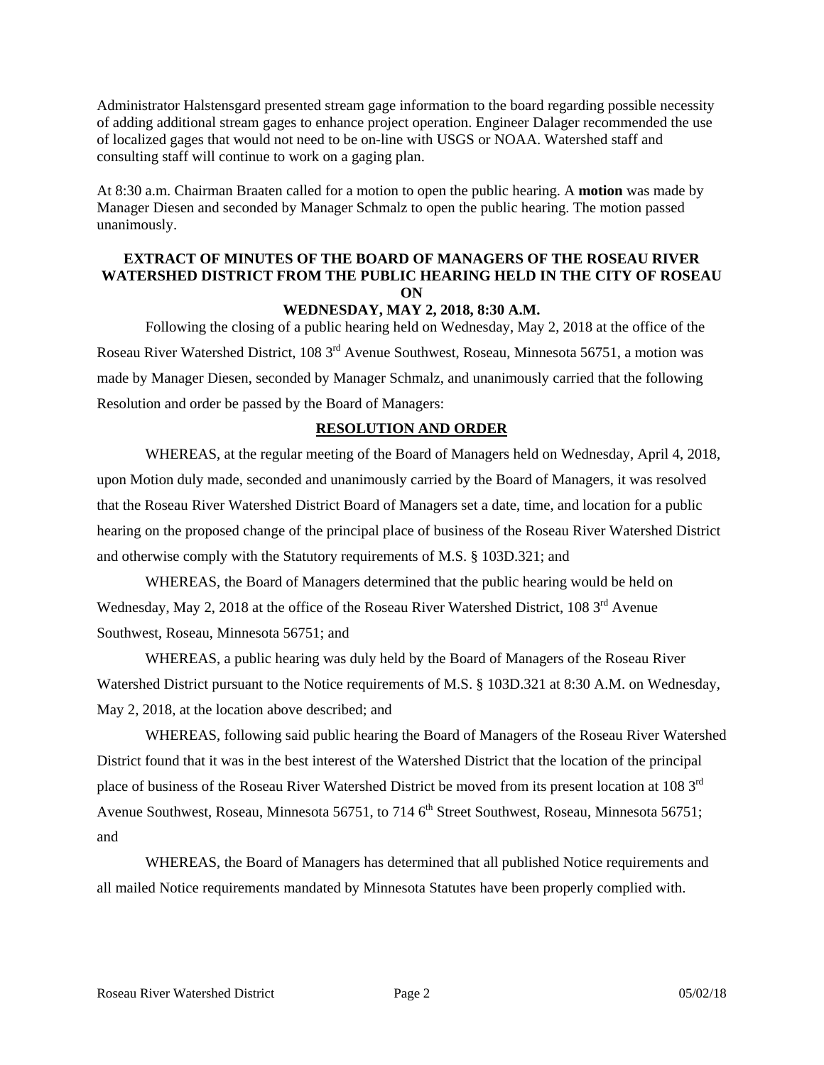Administrator Halstensgard presented stream gage information to the board regarding possible necessity of adding additional stream gages to enhance project operation. Engineer Dalager recommended the use of localized gages that would not need to be on-line with USGS or NOAA. Watershed staff and consulting staff will continue to work on a gaging plan.

At 8:30 a.m. Chairman Braaten called for a motion to open the public hearing. A **motion** was made by Manager Diesen and seconded by Manager Schmalz to open the public hearing. The motion passed unanimously.

**EXTRACT OF MINUTES OF THE BOARD OF MANAGERS OF THE ROSEAU RIVER WATERSHED DISTRICT FROM THE PUBLIC HEARING HELD IN THE CITY OF ROSEAU ON WEDNESDAY, MAY 2, 2018, 8:30 A.M.**

Following the closing of a public hearing held on Wednesday, May 2, 2018 at the office of the Roseau River Watershed District, 108 3rd Avenue Southwest, Roseau, Minnesota 56751, a motion was made by Manager Diesen, seconded by Manager Schmalz, and unanimously carried that the following Resolution and order be passed by the Board of Managers:

**RESOLUTION AND ORDER**

WHEREAS, at the regular meeting of the Board of Managers held on Wednesday, April 4, 2018, upon Motion duly made, seconded and unanimously carried by the Board of Managers, it was resolved that the Roseau River Watershed District Board of Managers set a date, time, and location for a public hearing on the proposed change of the principal place of business of the Roseau River Watershed District and otherwise comply with the Statutory requirements of M.S. § 103D.321; and

WHEREAS, the Board of Managers determined that the public hearing would be held on Wednesday, May 2, 2018 at the office of the Roseau River Watershed District, 108 3rd Avenue Southwest, Roseau, Minnesota 56751; and

WHEREAS, a public hearing was duly held by the Board of Managers of the Roseau River Watershed District pursuant to the Notice requirements of M.S. § 103D.321 at 8:30 A.M. on Wednesday, May 2, 2018, at the location above described; and

WHEREAS, following said public hearing the Board of Managers of the Roseau River Watershed District found that it was in the best interest of the Watershed District that the location of the principal place of business of the Roseau River Watershed District be moved from its present location at 108 3rd Avenue Southwest, Roseau, Minnesota 56751, to 714 6th Street Southwest, Roseau, Minnesota 56751; and

WHEREAS, the Board of Managers has determined that all published Notice requirements and all mailed Notice requirements mandated by Minnesota Statutes have been properly complied with.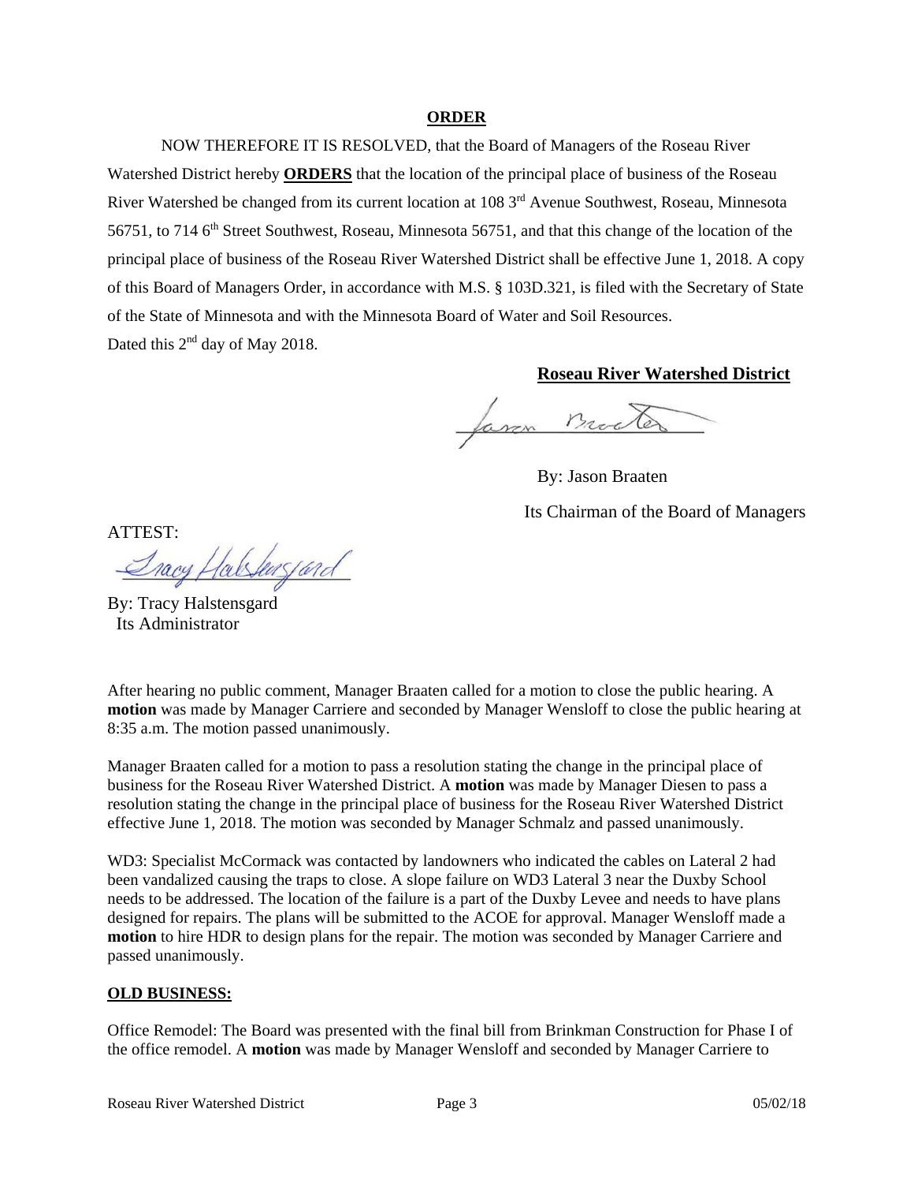**ORDER**

NOW THEREFORE IT IS RESOLVED, that the Board of Managers of the Roseau River Watershed District hereby **ORDERS** that the location of the principal place of business of the Roseau River Watershed be changed from its current location at 108 3rd Avenue Southwest, Roseau, Minnesota 56751, to 714 6th Street Southwest, Roseau, Minnesota 56751, and that this change of the location of the principal place of business of the Roseau River Watershed District shall be effective June 1, 2018. A copy of this Board of Managers Order, in accordance with M.S. § 103D.321, is filed with the Secretary of State of the State of Minnesota and with the Minnesota Board of Water and Soil Resources.

Dated this 2nd day of May 2018.

**Roseau River Watershed District**

By: Jason Braaten
Its Chairman of the Board of Managers

ATTEST:

By: Tracy Halstensgard
Its Administrator

After hearing no public comment, Manager Braaten called for a motion to close the public hearing. A **motion** was made by Manager Carriere and seconded by Manager Wensloff to close the public hearing at 8:35 a.m. The motion passed unanimously.

Manager Braaten called for a motion to pass a resolution stating the change in the principal place of business for the Roseau River Watershed District. A **motion** was made by Manager Diesen to pass a resolution stating the change in the principal place of business for the Roseau River Watershed District effective June 1, 2018. The motion was seconded by Manager Schmalz and passed unanimously.

WD3: Specialist McCormack was contacted by landowners who indicated the cables on Lateral 2 had been vandalized causing the traps to close. A slope failure on WD3 Lateral 3 near the Duxby School needs to be addressed. The location of the failure is a part of the Duxby Levee and needs to have plans designed for repairs. The plans will be submitted to the ACOE for approval. Manager Wensloff made a **motion** to hire HDR to design plans for the repair. The motion was seconded by Manager Carriere and passed unanimously.

**OLD BUSINESS:**

Office Remodel: The Board was presented with the final bill from Brinkman Construction for Phase I of the office remodel. A **motion** was made by Manager Wensloff and seconded by Manager Carriere to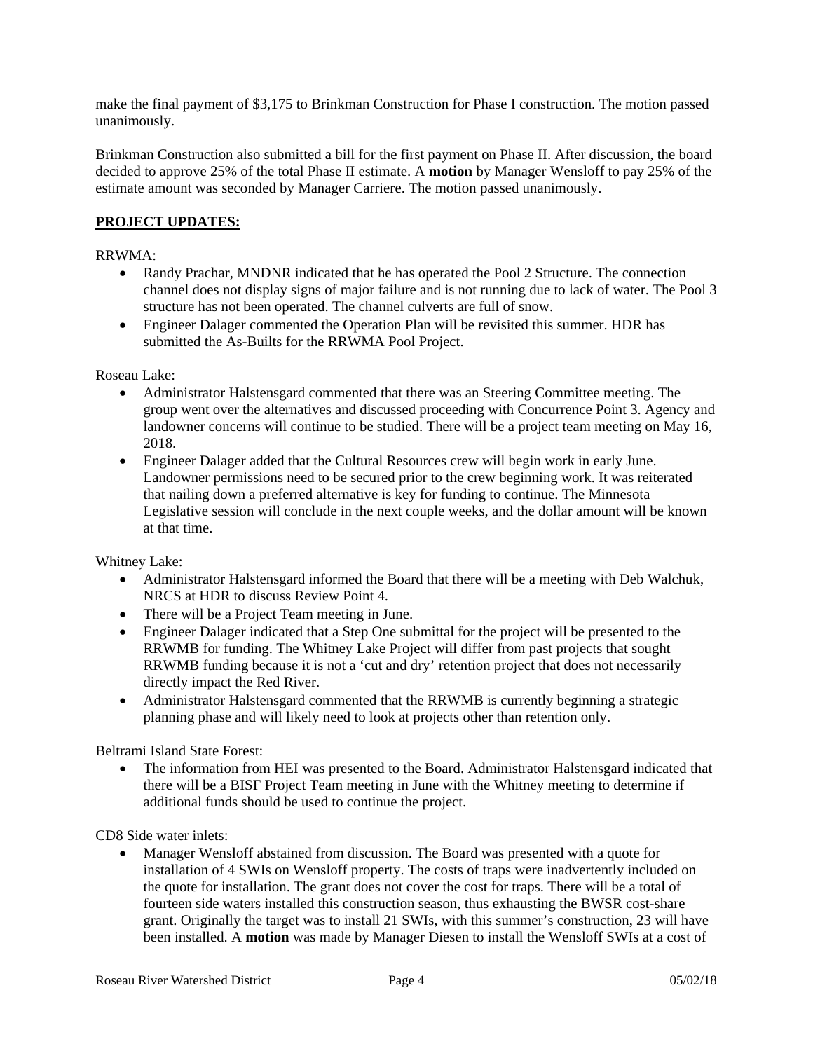make the final payment of $3,175 to Brinkman Construction for Phase I construction. The motion passed unanimously.

Brinkman Construction also submitted a bill for the first payment on Phase II. After discussion, the board decided to approve 25% of the total Phase II estimate. A **motion** by Manager Wensloff to pay 25% of the estimate amount was seconded by Manager Carriere. The motion passed unanimously.

**PROJECT UPDATES:**

RRWMA:

- Randy Prachar, MNDNR indicated that he has operated the Pool 2 Structure. The connection channel does not display signs of major failure and is not running due to lack of water. The Pool 3 structure has not been operated. The channel culverts are full of snow.
- Engineer Dalager commented the Operation Plan will be revisited this summer. HDR has submitted the As-Builts for the RRWMA Pool Project.

Roseau Lake:

- Administrator Halstensgard commented that there was an Steering Committee meeting. The group went over the alternatives and discussed proceeding with Concurrence Point 3. Agency and landowner concerns will continue to be studied. There will be a project team meeting on May 16, 2018.
- Engineer Dalager added that the Cultural Resources crew will begin work in early June. Landowner permissions need to be secured prior to the crew beginning work. It was reiterated that nailing down a preferred alternative is key for funding to continue. The Minnesota Legislative session will conclude in the next couple weeks, and the dollar amount will be known at that time.

Whitney Lake:

- Administrator Halstensgard informed the Board that there will be a meeting with Deb Walchuk, NRCS at HDR to discuss Review Point 4.
- There will be a Project Team meeting in June.
- Engineer Dalager indicated that a Step One submittal for the project will be presented to the RRWMB for funding. The Whitney Lake Project will differ from past projects that sought RRWMB funding because it is not a 'cut and dry' retention project that does not necessarily directly impact the Red River.
- Administrator Halstensgard commented that the RRWMB is currently beginning a strategic planning phase and will likely need to look at projects other than retention only.

Beltrami Island State Forest:

- The information from HEI was presented to the Board. Administrator Halstensgard indicated that there will be a BISF Project Team meeting in June with the Whitney meeting to determine if additional funds should be used to continue the project.

CD8 Side water inlets:

- Manager Wensloff abstained from discussion. The Board was presented with a quote for installation of 4 SWIs on Wensloff property. The costs of traps were inadvertently included on the quote for installation. The grant does not cover the cost for traps. There will be a total of fourteen side waters installed this construction season, thus exhausting the BWSR cost-share grant. Originally the target was to install 21 SWIs, with this summer's construction, 23 will have been installed. A **motion** was made by Manager Diesen to install the Wensloff SWIs at a cost of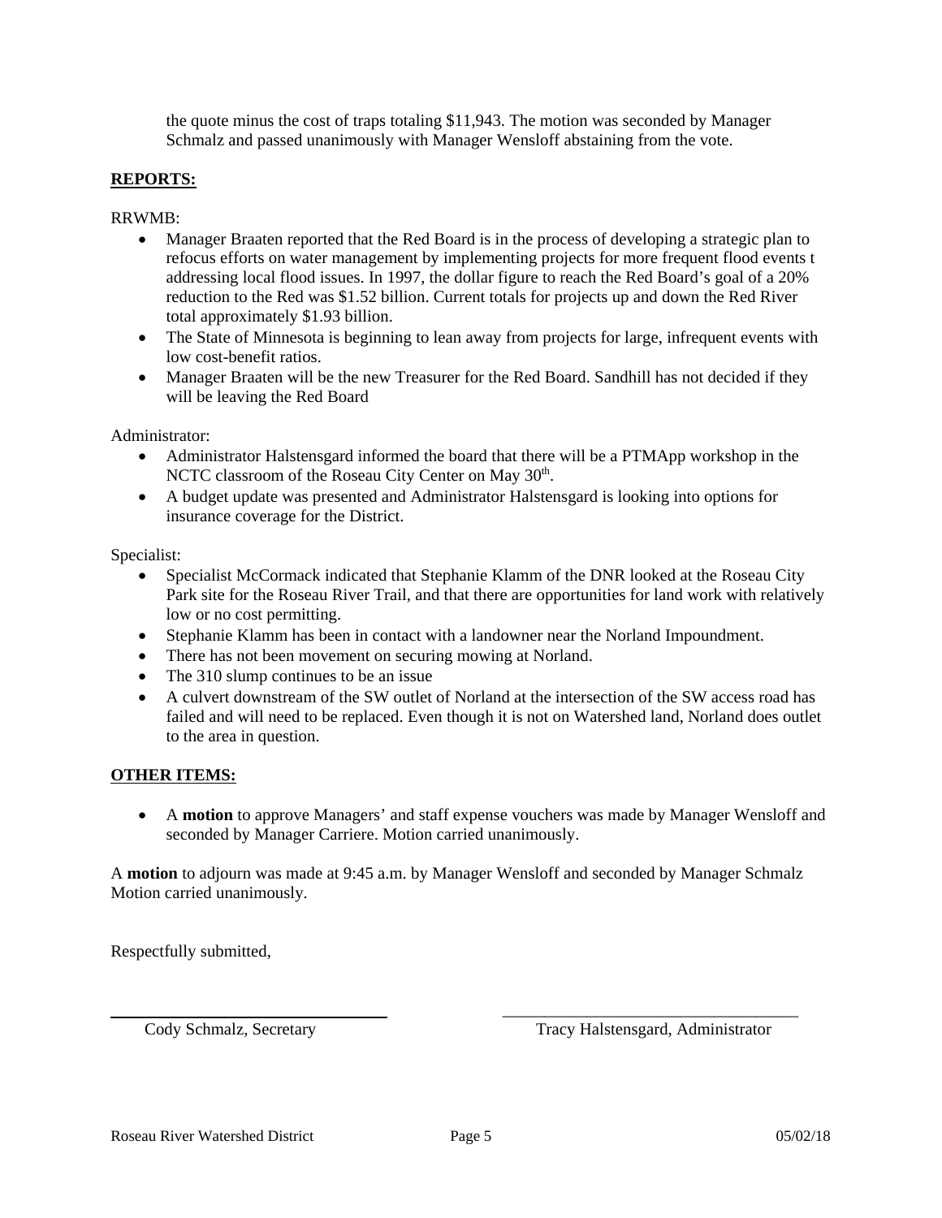the quote minus the cost of traps totaling $11,943. The motion was seconded by Manager Schmalz and passed unanimously with Manager Wensloff abstaining from the vote.

**REPORTS:**

RRWMB:

- Manager Braaten reported that the Red Board is in the process of developing a strategic plan to refocus efforts on water management by implementing projects for more frequent flood events t addressing local flood issues. In 1997, the dollar figure to reach the Red Board's goal of a 20% reduction to the Red was $1.52 billion. Current totals for projects up and down the Red River total approximately $1.93 billion.
- The State of Minnesota is beginning to lean away from projects for large, infrequent events with low cost-benefit ratios.
- Manager Braaten will be the new Treasurer for the Red Board. Sandhill has not decided if they will be leaving the Red Board

Administrator:

- Administrator Halstensgard informed the board that there will be a PTMApp workshop in the NCTC classroom of the Roseau City Center on May 30th.
- A budget update was presented and Administrator Halstensgard is looking into options for insurance coverage for the District.

Specialist:

- Specialist McCormack indicated that Stephanie Klamm of the DNR looked at the Roseau City Park site for the Roseau River Trail, and that there are opportunities for land work with relatively low or no cost permitting.
- Stephanie Klamm has been in contact with a landowner near the Norland Impoundment.
- There has not been movement on securing mowing at Norland.
- The 310 slump continues to be an issue
- A culvert downstream of the SW outlet of Norland at the intersection of the SW access road has failed and will need to be replaced. Even though it is not on Watershed land, Norland does outlet to the area in question.

**OTHER ITEMS:**

- A **motion** to approve Managers' and staff expense vouchers was made by Manager Wensloff and seconded by Manager Carriere. Motion carried unanimously.

A **motion** to adjourn was made at 9:45 a.m. by Manager Wensloff and seconded by Manager Schmalz Motion carried unanimously.

Respectfully submitted,

\_\_\_\_\_\_\_\_\_\_\_\_\_\_\_\_\_\_\_\_\_\_\_\_\_\_\_\_\_\_\_\_\_\_\_\_\_\_ \_\_\_\_\_\_\_\_\_\_\_\_\_\_\_\_\_\_\_\_\_\_\_\_\_\_\_\_\_\_\_\_\_\_\_\_\_\_

Cody Schmalz, Secretary Tracy Halstensgard, Administrator